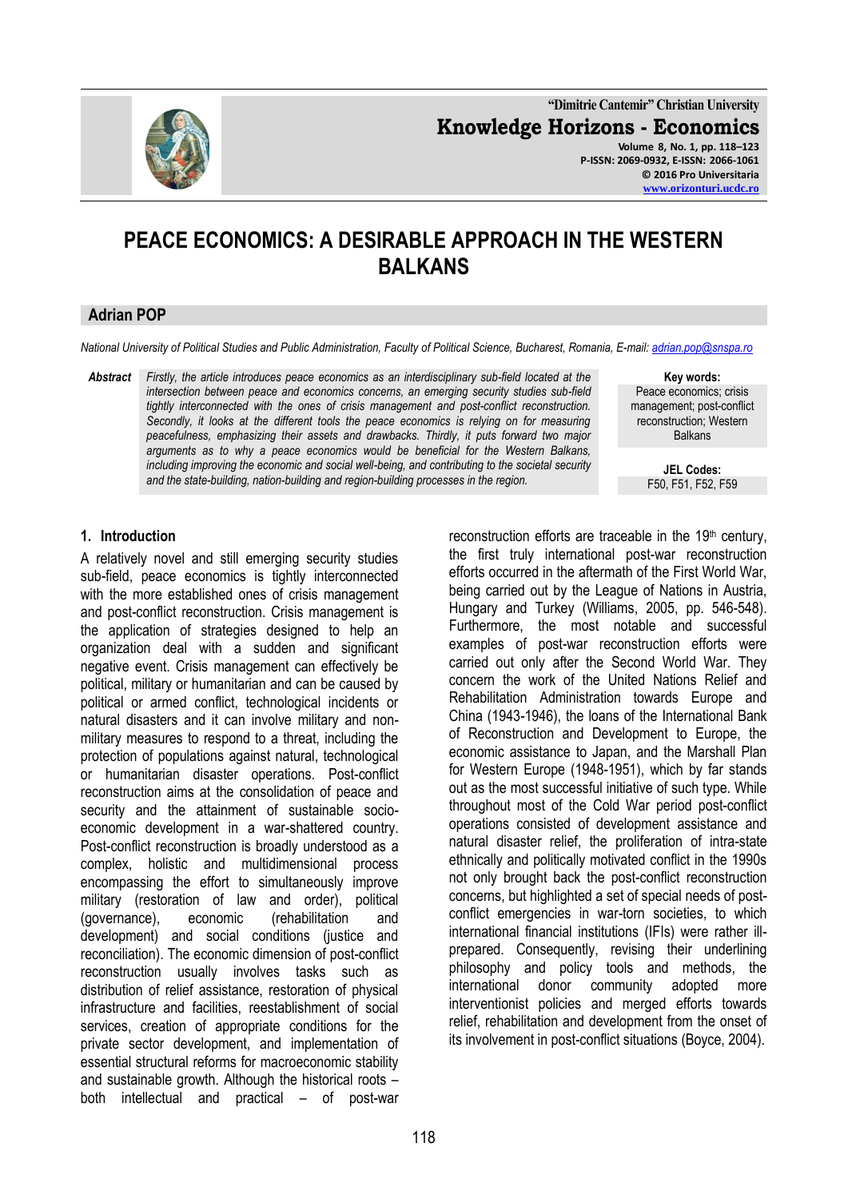# PEACE ECONOMICS: A DESIRABLE APPROACH IN THE WESTERN BALKANS

## Adrian POP

*National University of Political Studies and Public Administration, Faculty of Political Science, Bucharest, Romania, E-mail: adrian.pop@snspa.ro*

**Abstract** *Firstly, the article introduces peace economics as an interdisciplinary sub-field located at the intersection between peace and economics concerns, an emerging security studies sub-field tightly interconnected with the ones of crisis management and post-conflict reconstruction. Secondly, it looks at the different tools the peace economics is relying on for measuring peacefulness, emphasizing their assets and drawbacks. Thirdly, it puts forward two major arguments as to why a peace economics would be beneficial for the Western Balkans, including improving the economic and social well-being, and contributing to the societal security and the state-building, nation-building and region-building processes in the region.*

**Key words:** Peace economics; crisis management; post-conflict reconstruction; Western Balkans

**JEL Codes:** F50, F51, F52, F59

### 1. Introduction

A relatively novel and still emerging security studies sub-field, peace economics is tightly interconnected with the more established ones of crisis management and post-conflict reconstruction. Crisis management is the application of strategies designed to help an organization deal with a sudden and significant negative event. Crisis management can effectively be political, military or humanitarian and can be caused by political or armed conflict, technological incidents or natural disasters and it can involve military and non-military measures to respond to a threat, including the protection of populations against natural, technological or humanitarian disaster operations. Post-conflict reconstruction aims at the consolidation of peace and security and the attainment of sustainable socio-economic development in a war-shattered country. Post-conflict reconstruction is broadly understood as a complex, holistic and multidimensional process encompassing the effort to simultaneously improve military (restoration of law and order), political (governance), economic (rehabilitation and development) and social conditions (justice and reconciliation). The economic dimension of post-conflict reconstruction usually involves tasks such as distribution of relief assistance, restoration of physical infrastructure and facilities, reestablishment of social services, creation of appropriate conditions for the private sector development, and implementation of essential structural reforms for macroeconomic stability and sustainable growth. Although the historical roots – both intellectual and practical – of post-war reconstruction efforts are traceable in the 19th century, the first truly international post-war reconstruction efforts occurred in the aftermath of the First World War, being carried out by the League of Nations in Austria, Hungary and Turkey (Williams, 2005, pp. 546-548). Furthermore, the most notable and successful examples of post-war reconstruction efforts were carried out only after the Second World War. They concern the work of the United Nations Relief and Rehabilitation Administration towards Europe and China (1943-1946), the loans of the International Bank of Reconstruction and Development to Europe, the economic assistance to Japan, and the Marshall Plan for Western Europe (1948-1951), which by far stands out as the most successful initiative of such type. While throughout most of the Cold War period post-conflict operations consisted of development assistance and natural disaster relief, the proliferation of intra-state ethnically and politically motivated conflict in the 1990s not only brought back the post-conflict reconstruction concerns, but highlighted a set of special needs of post-conflict emergencies in war-torn societies, to which international financial institutions (IFIs) were rather ill-prepared. Consequently, revising their underlining philosophy and policy tools and methods, the international donor community adopted more interventionist policies and merged efforts towards relief, rehabilitation and development from the onset of its involvement in post-conflict situations (Boyce, 2004).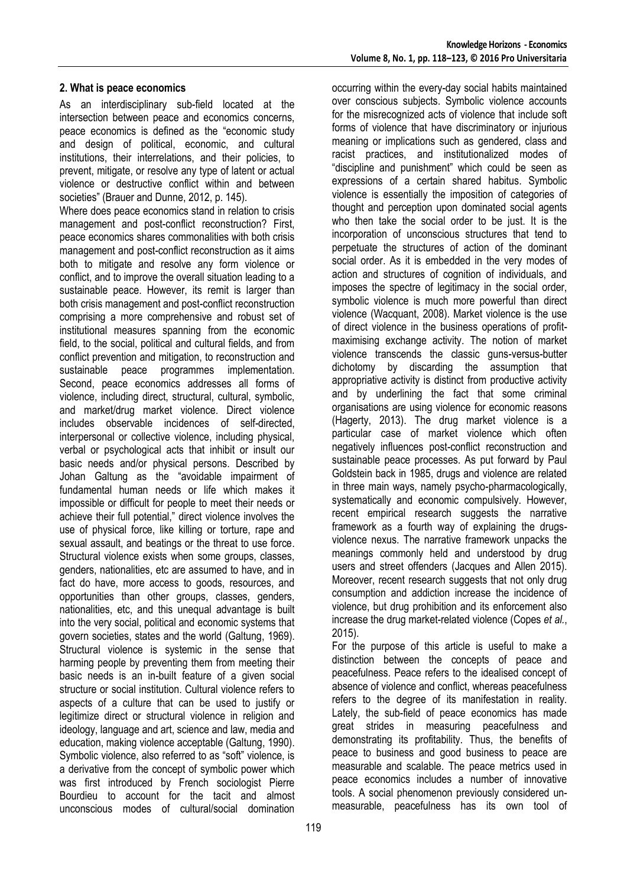## 2. What is peace economics

As an interdisciplinary sub-field located at the intersection between peace and economics concerns, peace economics is defined as the "economic study and design of political, economic, and cultural institutions, their interrelations, and their policies, to prevent, mitigate, or resolve any type of latent or actual violence or destructive conflict within and between societies" (Brauer and Dunne, 2012, p. 145).

Where does peace economics stand in relation to crisis management and post-conflict reconstruction? First, peace economics shares commonalities with both crisis management and post-conflict reconstruction as it aims both to mitigate and resolve any form violence or conflict, and to improve the overall situation leading to a sustainable peace. However, its remit is larger than both crisis management and post-conflict reconstruction comprising a more comprehensive and robust set of institutional measures spanning from the economic field, to the social, political and cultural fields, and from conflict prevention and mitigation, to reconstruction and sustainable peace programmes implementation. Second, peace economics addresses all forms of violence, including direct, structural, cultural, symbolic, and market/drug market violence. Direct violence includes observable incidences of self-directed, interpersonal or collective violence, including physical, verbal or psychological acts that inhibit or insult our basic needs and/or physical persons. Described by Johan Galtung as the "avoidable impairment of fundamental human needs or life which makes it impossible or difficult for people to meet their needs or achieve their full potential," direct violence involves the use of physical force, like killing or torture, rape and sexual assault, and beatings or the threat to use force. Structural violence exists when some groups, classes, genders, nationalities, etc are assumed to have, and in fact do have, more access to goods, resources, and opportunities than other groups, classes, genders, nationalities, etc, and this unequal advantage is built into the very social, political and economic systems that govern societies, states and the world (Galtung, 1969). Structural violence is systemic in the sense that harming people by preventing them from meeting their basic needs is an in-built feature of a given social structure or social institution. Cultural violence refers to aspects of a culture that can be used to justify or legitimize direct or structural violence in religion and ideology, language and art, science and law, media and education, making violence acceptable (Galtung, 1990). Symbolic violence, also referred to as "soft" violence, is a derivative from the concept of symbolic power which was first introduced by French sociologist Pierre Bourdieu to account for the tacit and almost unconscious modes of cultural/social domination occurring within the every-day social habits maintained over conscious subjects. Symbolic violence accounts for the misrecognized acts of violence that include soft forms of violence that have discriminatory or injurious meaning or implications such as gendered, class and racist practices, and institutionalized modes of "discipline and punishment" which could be seen as expressions of a certain shared habitus. Symbolic violence is essentially the imposition of categories of thought and perception upon dominated social agents who then take the social order to be just. It is the incorporation of unconscious structures that tend to perpetuate the structures of action of the dominant social order. As it is embedded in the very modes of action and structures of cognition of individuals, and imposes the spectre of legitimacy in the social order, symbolic violence is much more powerful than direct violence (Wacquant, 2008). Market violence is the use of direct violence in the business operations of profit-maximising exchange activity. The notion of market violence transcends the classic guns-versus-butter dichotomy by discarding the assumption that appropriative activity is distinct from productive activity and by underlining the fact that some criminal organisations are using violence for economic reasons (Hagerty, 2013). The drug market violence is a particular case of market violence which often negatively influences post-conflict reconstruction and sustainable peace processes. As put forward by Paul Goldstein back in 1985, drugs and violence are related in three main ways, namely psycho-pharmacologically, systematically and economic compulsively. However, recent empirical research suggests the narrative framework as a fourth way of explaining the drugs-violence nexus. The narrative framework unpacks the meanings commonly held and understood by drug users and street offenders (Jacques and Allen 2015). Moreover, recent research suggests that not only drug consumption and addiction increase the incidence of violence, but drug prohibition and its enforcement also increase the drug market-related violence (Copes *et al.*, 2015).

For the purpose of this article is useful to make a distinction between the concepts of peace and peacefulness. Peace refers to the idealised concept of absence of violence and conflict, whereas peacefulness refers to the degree of its manifestation in reality. Lately, the sub-field of peace economics has made great strides in measuring peacefulness and demonstrating its profitability. Thus, the benefits of peace to business and good business to peace are measurable and scalable. The peace metrics used in peace economics includes a number of innovative tools. A social phenomenon previously considered un-measurable, peacefulness has its own tool of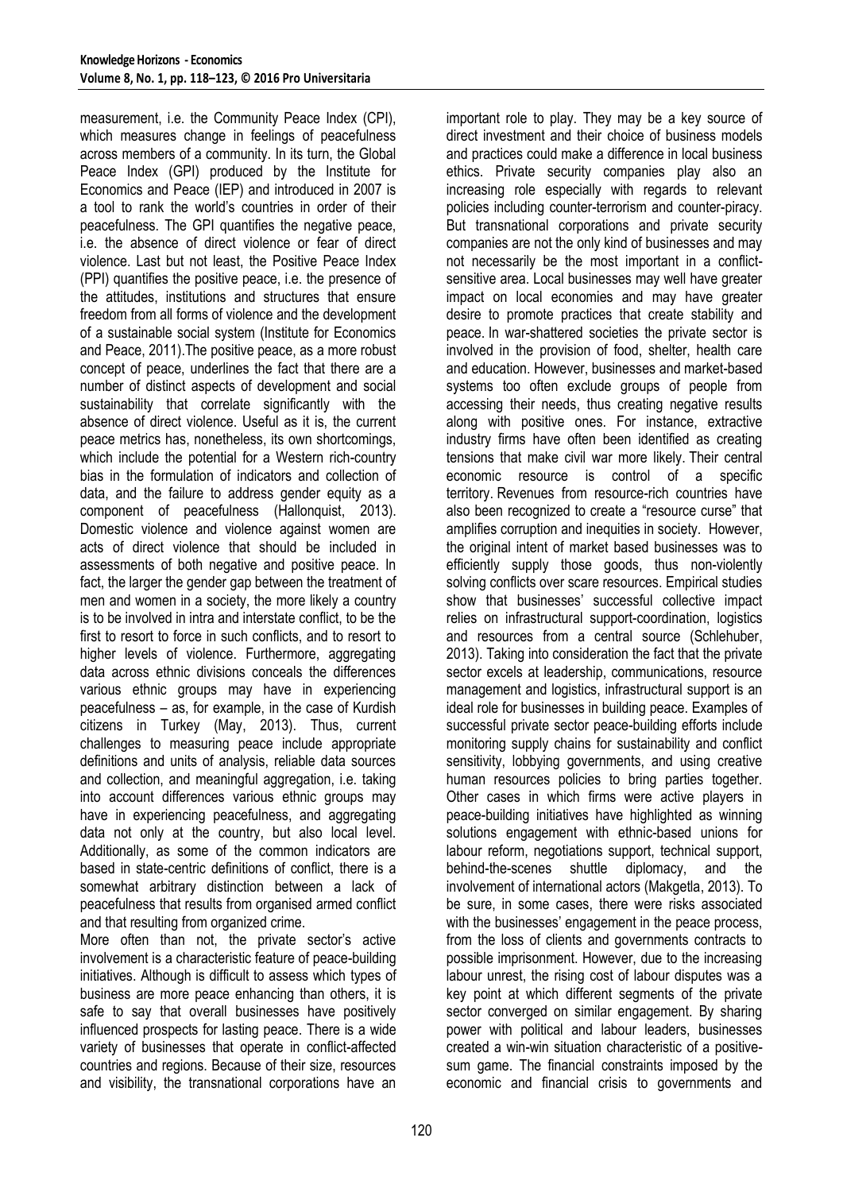measurement, i.e. the Community Peace Index (CPI), which measures change in feelings of peacefulness across members of a community. In its turn, the Global Peace Index (GPI) produced by the Institute for Economics and Peace (IEP) and introduced in 2007 is a tool to rank the world's countries in order of their peacefulness. The GPI quantifies the negative peace, i.e. the absence of direct violence or fear of direct violence. Last but not least, the Positive Peace Index (PPI) quantifies the positive peace, i.e. the presence of the attitudes, institutions and structures that ensure freedom from all forms of violence and the development of a sustainable social system (Institute for Economics and Peace, 2011).The positive peace, as a more robust concept of peace, underlines the fact that there are a number of distinct aspects of development and social sustainability that correlate significantly with the absence of direct violence. Useful as it is, the current peace metrics has, nonetheless, its own shortcomings, which include the potential for a Western rich-country bias in the formulation of indicators and collection of data, and the failure to address gender equity as a component of peacefulness (Hallonquist, 2013). Domestic violence and violence against women are acts of direct violence that should be included in assessments of both negative and positive peace. In fact, the larger the gender gap between the treatment of men and women in a society, the more likely a country is to be involved in intra and interstate conflict, to be the first to resort to force in such conflicts, and to resort to higher levels of violence. Furthermore, aggregating data across ethnic divisions conceals the differences various ethnic groups may have in experiencing peacefulness – as, for example, in the case of Kurdish citizens in Turkey (May, 2013). Thus, current challenges to measuring peace include appropriate definitions and units of analysis, reliable data sources and collection, and meaningful aggregation, i.e. taking into account differences various ethnic groups may have in experiencing peacefulness, and aggregating data not only at the country, but also local level. Additionally, as some of the common indicators are based in state-centric definitions of conflict, there is a somewhat arbitrary distinction between a lack of peacefulness that results from organised armed conflict and that resulting from organized crime.

More often than not, the private sector's active involvement is a characteristic feature of peace-building initiatives. Although is difficult to assess which types of business are more peace enhancing than others, it is safe to say that overall businesses have positively influenced prospects for lasting peace. There is a wide variety of businesses that operate in conflict-affected countries and regions. Because of their size, resources and visibility, the transnational corporations have an important role to play. They may be a key source of direct investment and their choice of business models and practices could make a difference in local business ethics. Private security companies play also an increasing role especially with regards to relevant policies including counter-terrorism and counter-piracy. But transnational corporations and private security companies are not the only kind of businesses and may not necessarily be the most important in a conflict-sensitive area. Local businesses may well have greater impact on local economies and may have greater desire to promote practices that create stability and peace. In war-shattered societies the private sector is involved in the provision of food, shelter, health care and education. However, businesses and market-based systems too often exclude groups of people from accessing their needs, thus creating negative results along with positive ones. For instance, extractive industry firms have often been identified as creating tensions that make civil war more likely. Their central economic resource is control of a specific territory. Revenues from resource-rich countries have also been recognized to create a "resource curse" that amplifies corruption and inequities in society. However, the original intent of market based businesses was to efficiently supply those goods, thus non-violently solving conflicts over scare resources. Empirical studies show that businesses' successful collective impact relies on infrastructural support-coordination, logistics and resources from a central source (Schlehuber, 2013). Taking into consideration the fact that the private sector excels at leadership, communications, resource management and logistics, infrastructural support is an ideal role for businesses in building peace. Examples of successful private sector peace-building efforts include monitoring supply chains for sustainability and conflict sensitivity, lobbying governments, and using creative human resources policies to bring parties together. Other cases in which firms were active players in peace-building initiatives have highlighted as winning solutions engagement with ethnic-based unions for labour reform, negotiations support, technical support, behind-the-scenes shuttle diplomacy, and the involvement of international actors (Makgetla, 2013). To be sure, in some cases, there were risks associated with the businesses' engagement in the peace process, from the loss of clients and governments contracts to possible imprisonment. However, due to the increasing labour unrest, the rising cost of labour disputes was a key point at which different segments of the private sector converged on similar engagement. By sharing power with political and labour leaders, businesses created a win-win situation characteristic of a positive-sum game. The financial constraints imposed by the economic and financial crisis to governments and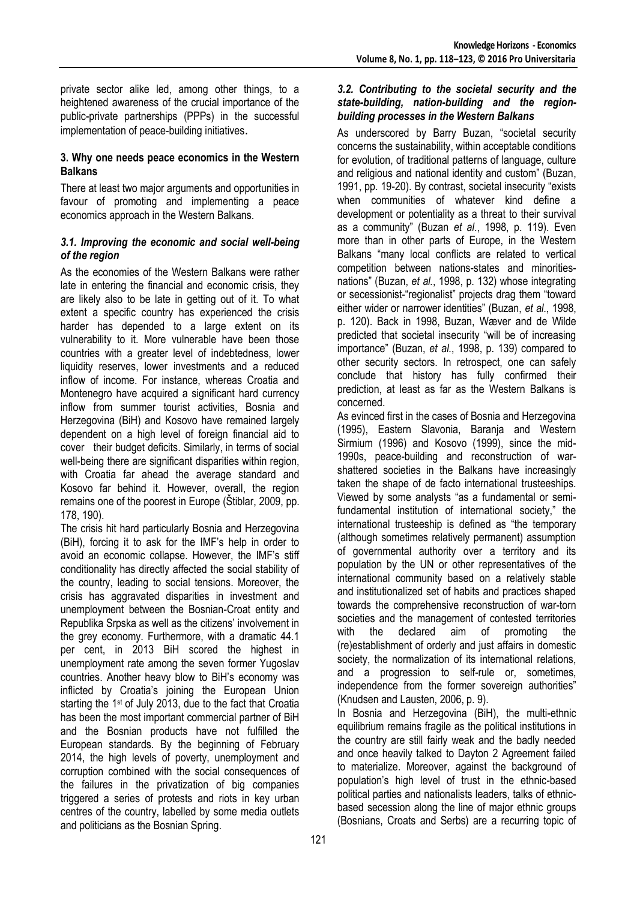private sector alike led, among other things, to a heightened awareness of the crucial importance of the public-private partnerships (PPPs) in the successful implementation of peace-building initiatives.

## 3. Why one needs peace economics in the Western Balkans

There at least two major arguments and opportunities in favour of promoting and implementing a peace economics approach in the Western Balkans.

### *3.1. Improving the economic and social well-being of the region*

As the economies of the Western Balkans were rather late in entering the financial and economic crisis, they are likely also to be late in getting out of it. To what extent a specific country has experienced the crisis harder has depended to a large extent on its vulnerability to it. More vulnerable have been those countries with a greater level of indebtedness, lower liquidity reserves, lower investments and a reduced inflow of income. For instance, whereas Croatia and Montenegro have acquired a significant hard currency inflow from summer tourist activities, Bosnia and Herzegovina (BiH) and Kosovo have remained largely dependent on a high level of foreign financial aid to cover their budget deficits. Similarly, in terms of social well-being there are significant disparities within region, with Croatia far ahead the average standard and Kosovo far behind it. However, overall, the region remains one of the poorest in Europe (Štiblar, 2009, pp. 178, 190).

The crisis hit hard particularly Bosnia and Herzegovina (BiH), forcing it to ask for the IMF's help in order to avoid an economic collapse. However, the IMF's stiff conditionality has directly affected the social stability of the country, leading to social tensions. Moreover, the crisis has aggravated disparities in investment and unemployment between the Bosnian-Croat entity and Republika Srpska as well as the citizens' involvement in the grey economy. Furthermore, with a dramatic 44.1 per cent, in 2013 BiH scored the highest in unemployment rate among the seven former Yugoslav countries. Another heavy blow to BiH's economy was inflicted by Croatia's joining the European Union starting the 1st of July 2013, due to the fact that Croatia has been the most important commercial partner of BiH and the Bosnian products have not fulfilled the European standards. By the beginning of February 2014, the high levels of poverty, unemployment and corruption combined with the social consequences of the failures in the privatization of big companies triggered a series of protests and riots in key urban centres of the country, labelled by some media outlets and politicians as the Bosnian Spring.

### *3.2. Contributing to the societal security and the state-building, nation-building and the region-building processes in the Western Balkans*

As underscored by Barry Buzan, "societal security concerns the sustainability, within acceptable conditions for evolution, of traditional patterns of language, culture and religious and national identity and custom" (Buzan, 1991, pp. 19-20). By contrast, societal insecurity "exists when communities of whatever kind define a development or potentiality as a threat to their survival as a community" (Buzan *et al*., 1998, p. 119). Even more than in other parts of Europe, in the Western Balkans "many local conflicts are related to vertical competition between nations-states and minorities-nations" (Buzan, *et al.*, 1998, p. 132) whose integrating or secessionist-"regionalist" projects drag them "toward either wider or narrower identities" (Buzan, *et al*., 1998, p. 120). Back in 1998, Buzan, Wæver and de Wilde predicted that societal insecurity "will be of increasing importance" (Buzan, *et al.*, 1998, p. 139) compared to other security sectors. In retrospect, one can safely conclude that history has fully confirmed their prediction, at least as far as the Western Balkans is concerned.

As evinced first in the cases of Bosnia and Herzegovina (1995), Eastern Slavonia, Baranja and Western Sirmium (1996) and Kosovo (1999), since the mid-1990s, peace-building and reconstruction of war-shattered societies in the Balkans have increasingly taken the shape of de facto international trusteeships. Viewed by some analysts "as a fundamental or semi-fundamental institution of international society," the international trusteeship is defined as "the temporary (although sometimes relatively permanent) assumption of governmental authority over a territory and its population by the UN or other representatives of the international community based on a relatively stable and institutionalized set of habits and practices shaped towards the comprehensive reconstruction of war-torn societies and the management of contested territories with the declared aim of promoting the (re)establishment of orderly and just affairs in domestic society, the normalization of its international relations, and a progression to self-rule or, sometimes, independence from the former sovereign authorities" (Knudsen and Lausten, 2006, p. 9).

In Bosnia and Herzegovina (BiH), the multi-ethnic equilibrium remains fragile as the political institutions in the country are still fairly weak and the badly needed and once heavily talked to Dayton 2 Agreement failed to materialize. Moreover, against the background of population's high level of trust in the ethnic-based political parties and nationalists leaders, talks of ethnic-based secession along the line of major ethnic groups (Bosnians, Croats and Serbs) are a recurring topic of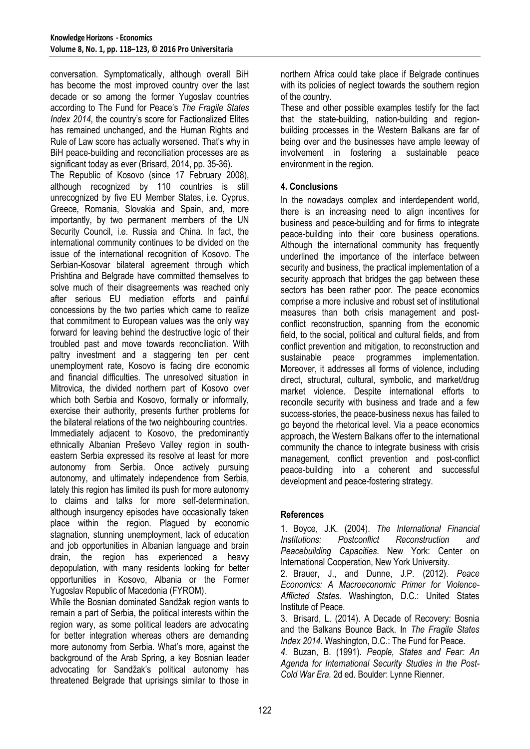conversation. Symptomatically, although overall BiH has become the most improved country over the last decade or so among the former Yugoslav countries according to The Fund for Peace's *The Fragile States Index 2014*, the country's score for Factionalized Elites has remained unchanged, and the Human Rights and Rule of Law score has actually worsened. That's why in BiH peace-building and reconciliation processes are as significant today as ever (Brisard, 2014, pp. 35-36).

The Republic of Kosovo (since 17 February 2008), although recognized by 110 countries is still unrecognized by five EU Member States, i.e. Cyprus, Greece, Romania, Slovakia and Spain, and, more importantly, by two permanent members of the UN Security Council, i.e. Russia and China. In fact, the international community continues to be divided on the issue of the international recognition of Kosovo. The Serbian-Kosovar bilateral agreement through which Prishtina and Belgrade have committed themselves to solve much of their disagreements was reached only after serious EU mediation efforts and painful concessions by the two parties which came to realize that commitment to European values was the only way forward for leaving behind the destructive logic of their troubled past and move towards reconciliation. With paltry investment and a staggering ten per cent unemployment rate, Kosovo is facing dire economic and financial difficulties. The unresolved situation in Mitrovica, the divided northern part of Kosovo over which both Serbia and Kosovo, formally or informally, exercise their authority, presents further problems for the bilateral relations of the two neighbouring countries.

Immediately adjacent to Kosovo, the predominantly ethnically Albanian Preševo Valley region in south-eastern Serbia expressed its resolve at least for more autonomy from Serbia. Once actively pursuing autonomy, and ultimately independence from Serbia, lately this region has limited its push for more autonomy to claims and talks for more self-determination, although insurgency episodes have occasionally taken place within the region. Plagued by economic stagnation, stunning unemployment, lack of education and job opportunities in Albanian language and brain drain, the region has experienced a heavy depopulation, with many residents looking for better opportunities in Kosovo, Albania or the Former Yugoslav Republic of Macedonia (FYROM).

While the Bosnian dominated Sandžak region wants to remain a part of Serbia, the political interests within the region wary, as some political leaders are advocating for better integration whereas others are demanding more autonomy from Serbia. What's more, against the background of the Arab Spring, a key Bosnian leader advocating for Sandžak's political autonomy has threatened Belgrade that uprisings similar to those in northern Africa could take place if Belgrade continues with its policies of neglect towards the southern region of the country.

These and other possible examples testify for the fact that the state-building, nation-building and region-building processes in the Western Balkans are far of being over and the businesses have ample leeway of involvement in fostering a sustainable peace environment in the region.

## 4. Conclusions

In the nowadays complex and interdependent world, there is an increasing need to align incentives for business and peace-building and for firms to integrate peace-building into their core business operations. Although the international community has frequently underlined the importance of the interface between security and business, the practical implementation of a security approach that bridges the gap between these sectors has been rather poor. The peace economics comprise a more inclusive and robust set of institutional measures than both crisis management and post-conflict reconstruction, spanning from the economic field, to the social, political and cultural fields, and from conflict prevention and mitigation, to reconstruction and sustainable peace programmes implementation. Moreover, it addresses all forms of violence, including direct, structural, cultural, symbolic, and market/drug market violence. Despite international efforts to reconcile security with business and trade and a few success-stories, the peace-business nexus has failed to go beyond the rhetorical level. Via a peace economics approach, the Western Balkans offer to the international community the chance to integrate business with crisis management, conflict prevention and post-conflict peace-building into a coherent and successful development and peace-fostering strategy.

## References

1. Boyce, J.K. (2004). *The International Financial Institutions: Postconflict Reconstruction and Peacebuilding Capacities*. New York: Center on International Cooperation, New York University.
2. Brauer, J., and Dunne, J.P. (2012). *Peace Economics: A Macroeconomic Primer for Violence-Afflicted States.* Washington, D.C.: United States Institute of Peace.
3. Brisard, L. (2014). A Decade of Recovery: Bosnia and the Balkans Bounce Back. In *The Fragile States Index 2014*. Washington, D.C.: The Fund for Peace.
4. Buzan, B. (1991). *People, States and Fear: An Agenda for International Security Studies in the Post-Cold War Era.* 2d ed. Boulder: Lynne Rienner.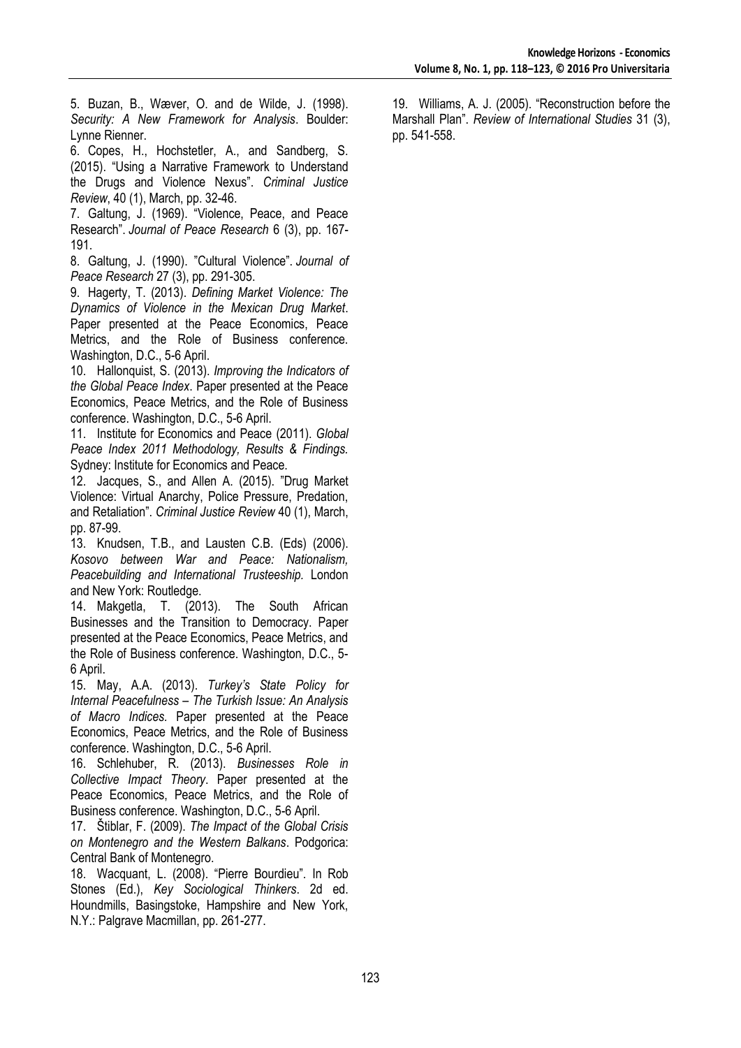5. Buzan, B., Wæver, O. and de Wilde, J. (1998). *Security: A New Framework for Analysis*. Boulder: Lynne Rienner.

6. Copes, H., Hochstetler, A., and Sandberg, S. (2015). "Using a Narrative Framework to Understand the Drugs and Violence Nexus". *Criminal Justice Review*, 40 (1), March, pp. 32-46.

7. Galtung, J. (1969). "Violence, Peace, and Peace Research". *Journal of Peace Research* 6 (3), pp. 167-191.

8. Galtung, J. (1990). "Cultural Violence". *Journal of Peace Research* 27 (3), pp. 291-305.

9. Hagerty, T. (2013). *Defining Market Violence: The Dynamics of Violence in the Mexican Drug Market*. Paper presented at the Peace Economics, Peace Metrics, and the Role of Business conference. Washington, D.C., 5-6 April.

10. Hallonquist, S. (2013). *Improving the Indicators of the Global Peace Index*. Paper presented at the Peace Economics, Peace Metrics, and the Role of Business conference. Washington, D.C., 5-6 April.

11. Institute for Economics and Peace (2011). *Global Peace Index 2011 Methodology, Results & Findings.* Sydney: Institute for Economics and Peace.

12. Jacques, S., and Allen A. (2015). "Drug Market Violence: Virtual Anarchy, Police Pressure, Predation, and Retaliation". *Criminal Justice Review* 40 (1), March, pp. 87-99.

13. Knudsen, T.B., and Lausten C.B. (Eds) (2006). *Kosovo between War and Peace: Nationalism, Peacebuilding and International Trusteeship.* London and New York: Routledge.

14. Makgetla, T. (2013). The South African Businesses and the Transition to Democracy. Paper presented at the Peace Economics, Peace Metrics, and the Role of Business conference. Washington, D.C., 5-6 April.

15. May, A.A. (2013). *Turkey's State Policy for Internal Peacefulness – The Turkish Issue: An Analysis of Macro Indices.* Paper presented at the Peace Economics, Peace Metrics, and the Role of Business conference. Washington, D.C., 5-6 April.

16. Schlehuber, R. (2013). *Businesses Role in Collective Impact Theory*. Paper presented at the Peace Economics, Peace Metrics, and the Role of Business conference. Washington, D.C., 5-6 April.

17. Štiblar, F. (2009). *The Impact of the Global Crisis on Montenegro and the Western Balkans*. Podgorica: Central Bank of Montenegro.

18. Wacquant, L. (2008). "Pierre Bourdieu". In Rob Stones (Ed.), *Key Sociological Thinkers*. 2d ed. Houndmills, Basingstoke, Hampshire and New York, N.Y.: Palgrave Macmillan, pp. 261-277.

19. Williams, A. J. (2005). "Reconstruction before the Marshall Plan". *Review of International Studies* 31 (3), pp. 541-558.